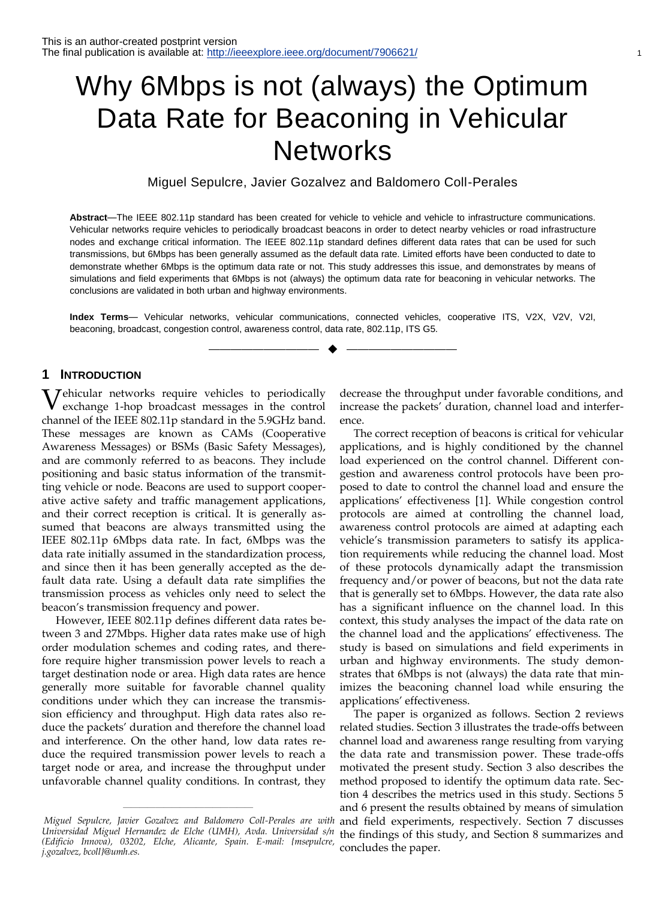This is an author-created postprint version
The final publication is available at: http://ieeexplore.ieee.org/document/7906621/

# Why 6Mbps is not (always) the Optimum Data Rate for Beaconing in Vehicular Networks

Miguel Sepulcre, Javier Gozalvez and Baldomero Coll-Perales

**Abstract**—The IEEE 802.11p standard has been created for vehicle to vehicle and vehicle to infrastructure communications. Vehicular networks require vehicles to periodically broadcast beacons in order to detect nearby vehicles or road infrastructure nodes and exchange critical information. The IEEE 802.11p standard defines different data rates that can be used for such transmissions, but 6Mbps has been generally assumed as the default data rate. Limited efforts have been conducted to date to demonstrate whether 6Mbps is the optimum data rate or not. This study addresses this issue, and demonstrates by means of simulations and field experiments that 6Mbps is not (always) the optimum data rate for beaconing in vehicular networks. The conclusions are validated in both urban and highway environments.

**Index Terms**— Vehicular networks, vehicular communications, connected vehicles, cooperative ITS, V2X, V2V, V2I, beaconing, broadcast, congestion control, awareness control, data rate, 802.11p, ITS G5.

## 1 Introduction

Vehicular networks require vehicles to periodically exchange 1-hop broadcast messages in the control channel of the IEEE 802.11p standard in the 5.9GHz band. These messages are known as CAMs (Cooperative Awareness Messages) or BSMs (Basic Safety Messages), and are commonly referred to as beacons. They include positioning and basic status information of the transmitting vehicle or node. Beacons are used to support cooperative active safety and traffic management applications, and their correct reception is critical. It is generally assumed that beacons are always transmitted using the IEEE 802.11p 6Mbps data rate. In fact, 6Mbps was the data rate initially assumed in the standardization process, and since then it has been generally accepted as the default data rate. Using a default data rate simplifies the transmission process as vehicles only need to select the beacon's transmission frequency and power.

However, IEEE 802.11p defines different data rates between 3 and 27Mbps. Higher data rates make use of high order modulation schemes and coding rates, and therefore require higher transmission power levels to reach a target destination node or area. High data rates are hence generally more suitable for favorable channel quality conditions under which they can increase the transmission efficiency and throughput. High data rates also reduce the packets' duration and therefore the channel load and interference. On the other hand, low data rates reduce the required transmission power levels to reach a target node or area, and increase the throughput under unfavorable channel quality conditions. In contrast, they decrease the throughput under favorable conditions, and increase the packets' duration, channel load and interference.

The correct reception of beacons is critical for vehicular applications, and is highly conditioned by the channel load experienced on the control channel. Different congestion and awareness control protocols have been proposed to date to control the channel load and ensure the applications' effectiveness [1]. While congestion control protocols are aimed at controlling the channel load, awareness control protocols are aimed at adapting each vehicle's transmission parameters to satisfy its application requirements while reducing the channel load. Most of these protocols dynamically adapt the transmission frequency and/or power of beacons, but not the data rate that is generally set to 6Mbps. However, the data rate also has a significant influence on the channel load. In this context, this study analyses the impact of the data rate on the channel load and the applications' effectiveness. The study is based on simulations and field experiments in urban and highway environments. The study demonstrates that 6Mbps is not (always) the data rate that minimizes the beaconing channel load while ensuring the applications' effectiveness.

The paper is organized as follows. Section 2 reviews related studies. Section 3 illustrates the trade-offs between channel load and awareness range resulting from varying the data rate and transmission power. These trade-offs motivated the present study. Section 3 also describes the method proposed to identify the optimum data rate. Section 4 describes the metrics used in this study. Sections 5 and 6 present the results obtained by means of simulation and field experiments, respectively. Section 7 discusses the findings of this study, and Section 8 summarizes and concludes the paper.

*Miguel Sepulcre, Javier Gozalvez and Baldomero Coll-Perales are with Universidad Miguel Hernandez de Elche (UMH), Avda. Universidad s/n (Edificio Innova), 03202, Elche, Alicante, Spain. E-mail: {msepulcre, j.gozalvez, bcoll}@umh.es.*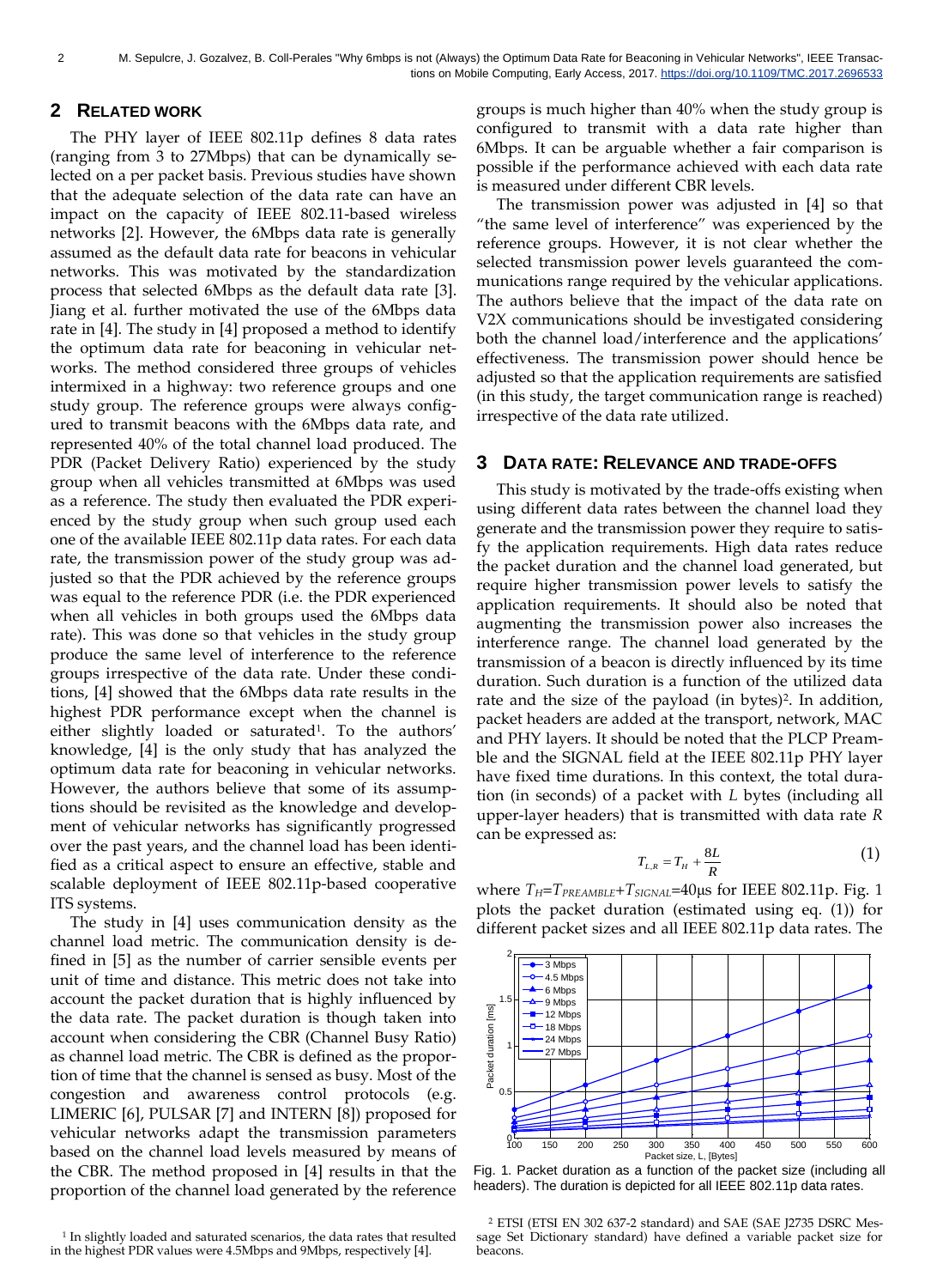## 2 Related Work

The PHY layer of IEEE 802.11p defines 8 data rates (ranging from 3 to 27Mbps) that can be dynamically selected on a per packet basis. Previous studies have shown that the adequate selection of the data rate can have an impact on the capacity of IEEE 802.11-based wireless networks [2]. However, the 6Mbps data rate is generally assumed as the default data rate for beacons in vehicular networks. This was motivated by the standardization process that selected 6Mbps as the default data rate [3]. Jiang et al. further motivated the use of the 6Mbps data rate in [4]. The study in [4] proposed a method to identify the optimum data rate for beaconing in vehicular networks. The method considered three groups of vehicles intermixed in a highway: two reference groups and one study group. The reference groups were always configured to transmit beacons with the 6Mbps data rate, and represented 40% of the total channel load produced. The PDR (Packet Delivery Ratio) experienced by the study group when all vehicles transmitted at 6Mbps was used as a reference. The study then evaluated the PDR experienced by the study group when such group used each one of the available IEEE 802.11p data rates. For each data rate, the transmission power of the study group was adjusted so that the PDR achieved by the reference groups was equal to the reference PDR (i.e. the PDR experienced when all vehicles in both groups used the 6Mbps data rate). This was done so that vehicles in the study group produce the same level of interference to the reference groups irrespective of the data rate. Under these conditions, [4] showed that the 6Mbps data rate results in the highest PDR performance except when the channel is either slightly loaded or saturated[1]. To the authors' knowledge, [4] is the only study that has analyzed the optimum data rate for beaconing in vehicular networks. However, the authors believe that some of its assumptions should be revisited as the knowledge and development of vehicular networks has significantly progressed over the past years, and the channel load has been identified as a critical aspect to ensure an effective, stable and scalable deployment of IEEE 802.11p-based cooperative ITS systems.

The study in [4] uses communication density as the channel load metric. The communication density is defined in [5] as the number of carrier sensible events per unit of time and distance. This metric does not take into account the packet duration that is highly influenced by the data rate. The packet duration is though taken into account when considering the CBR (Channel Busy Ratio) as channel load metric. The CBR is defined as the proportion of time that the channel is sensed as busy. Most of the congestion and awareness control protocols (e.g. LIMERIC [6], PULSAR [7] and INTERN [8]) proposed for vehicular networks adapt the transmission parameters based on the channel load levels measured by means of the CBR. The method proposed in [4] results in that the proportion of the channel load generated by the reference groups is much higher than 40% when the study group is configured to transmit with a data rate higher than 6Mbps. It can be arguable whether a fair comparison is possible if the performance achieved with each data rate is measured under different CBR levels.

The transmission power was adjusted in [4] so that "the same level of interference" was experienced by the reference groups. However, it is not clear whether the selected transmission power levels guaranteed the communications range required by the vehicular applications. The authors believe that the impact of the data rate on V2X communications should be investigated considering both the channel load/interference and the applications' effectiveness. The transmission power should hence be adjusted so that the application requirements are satisfied (in this study, the target communication range is reached) irrespective of the data rate utilized.

## 3 Data Rate: Relevance and Trade-offs

This study is motivated by the trade-offs existing when using different data rates between the channel load they generate and the transmission power they require to satisfy the application requirements. High data rates reduce the packet duration and the channel load generated, but require higher transmission power levels to satisfy the application requirements. It should also be noted that augmenting the transmission power also increases the interference range. The channel load generated by the transmission of a beacon is directly influenced by its time duration. Such duration is a function of the utilized data rate and the size of the payload (in bytes)[2]. In addition, packet headers are added at the transport, network, MAC and PHY layers. It should be noted that the PLCP Preamble and the SIGNAL field at the IEEE 802.11p PHY layer have fixed time durations. In this context, the total duration (in seconds) of a packet with $L$ bytes (including all upper-layer headers) that is transmitted with data rate $R$ can be expressed as:

$$T_{L,R} = T_H + \frac{8L}{R} \tag{1}$$

where $T_H = T_{PREAMBLE} + T_{SIGNAL} = 40\mu s$ for IEEE 802.11p. Fig. 1 plots the packet duration (estimated using eq. (1)) for different packet sizes and all IEEE 802.11p data rates. The

Fig. 1. Packet duration as a function of the packet size (including all headers). The duration is depicted for all IEEE 802.11p data rates.

[1] In slightly loaded and saturated scenarios, the data rates that resulted in the highest PDR values were 4.5Mbps and 9Mbps, respectively [4].

[2] ETSI (ETSI EN 302 637-2 standard) and SAE (SAE J2735 DSRC Message Set Dictionary standard) have defined a variable packet size for beacons.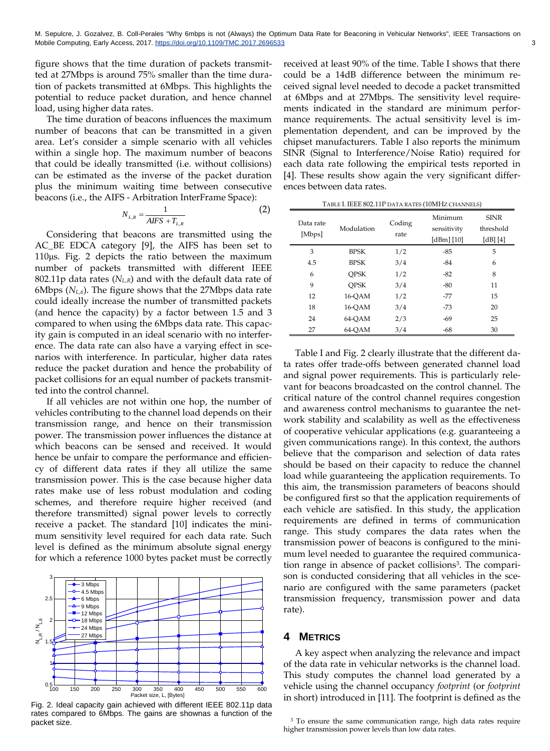figure shows that the time duration of packets transmitted at 27Mbps is around 75% smaller than the time duration of packets transmitted at 6Mbps. This highlights the potential to reduce packet duration, and hence channel load, using higher data rates.

The time duration of beacons influences the maximum number of beacons that can be transmitted in a given area. Let's consider a simple scenario with all vehicles within a single hop. The maximum number of beacons that could be ideally transmitted (i.e. without collisions) can be estimated as the inverse of the packet duration plus the minimum waiting time between consecutive beacons (i.e., the AIFS - Arbitration InterFrame Space):

$$N_{L,R} = \frac{1}{AIFS + T_{L,R}} \tag{2}$$

Considering that beacons are transmitted using the AC_BE EDCA category [9], the AIFS has been set to 110µs. Fig. 2 depicts the ratio between the maximum number of packets transmitted with different IEEE 802.11p data rates ($N_{L,R}$) and with the default data rate of 6Mbps ($N_{L,6}$). The figure shows that the 27Mbps data rate could ideally increase the number of transmitted packets (and hence the capacity) by a factor between 1.5 and 3 compared to when using the 6Mbps data rate. This capacity gain is computed in an ideal scenario with no interference. The data rate can also have a varying effect in scenarios with interference. In particular, higher data rates reduce the packet duration and hence the probability of packet collisions for an equal number of packets transmitted into the control channel.

If all vehicles are not within one hop, the number of vehicles contributing to the channel load depends on their transmission range, and hence on their transmission power. The transmission power influences the distance at which beacons can be sensed and received. It would hence be unfair to compare the performance and efficiency of different data rates if they all utilize the same transmission power. This is the case because higher data rates make use of less robust modulation and coding schemes, and therefore require higher received (and therefore transmitted) signal power levels to correctly receive a packet. The standard [10] indicates the minimum sensitivity level required for each data rate. Such level is defined as the minimum absolute signal energy for which a reference 1000 bytes packet must be correctly received at least 90% of the time. Table I shows that there could be a 14dB difference between the minimum received signal level needed to decode a packet transmitted at 6Mbps and at 27Mbps. The sensitivity level requirements indicated in the standard are minimum performance requirements. The actual sensitivity level is implementation dependent, and can be improved by the chipset manufacturers. Table I also reports the minimum SINR (Signal to Interference/Noise Ratio) required for each data rate following the empirical tests reported in [4]. These results show again the very significant differences between data rates.

Fig. 2. Ideal capacity gain achieved with different IEEE 802.11p data rates compared to 6Mbps. The gains are shownas a function of the packet size.

TABLE I. IEEE 802.11P DATA RATES (10MHZ CHANNELS)

| Data rate [Mbps] | Modulation | Coding rate | Minimum sensitivity [dBm] [10] | SINR threshold [dB] [4] |
|---|---|---|---|---|
| 3 | BPSK | 1/2 | -85 | 5 |
| 4.5 | BPSK | 3/4 | -84 | 6 |
| 6 | QPSK | 1/2 | -82 | 8 |
| 9 | QPSK | 3/4 | -80 | 11 |
| 12 | 16-QAM | 1/2 | -77 | 15 |
| 18 | 16-QAM | 3/4 | -73 | 20 |
| 24 | 64-QAM | 2/3 | -69 | 25 |
| 27 | 64-QAM | 3/4 | -68 | 30 |

Table I and Fig. 2 clearly illustrate that the different data rates offer trade-offs between generated channel load and signal power requirements. This is particularly relevant for beacons broadcasted on the control channel. The critical nature of the control channel requires congestion and awareness control mechanisms to guarantee the network stability and scalability as well as the effectiveness of cooperative vehicular applications (e.g. guaranteeing a given communications range). In this context, the authors believe that the comparison and selection of data rates should be based on their capacity to reduce the channel load while guaranteeing the application requirements. To this aim, the transmission parameters of beacons should be configured first so that the application requirements of each vehicle are satisfied. In this study, the application requirements are defined in terms of communication range. This study compares the data rates when the transmission power of beacons is configured to the minimum level needed to guarantee the required communication range in absence of packet collisions[3]. The comparison is conducted considering that all vehicles in the scenario are configured with the same parameters (packet transmission frequency, transmission power and data rate).

## 4 METRICS

A key aspect when analyzing the relevance and impact of the data rate in vehicular networks is the channel load. This study computes the channel load generated by a vehicle using the channel occupancy *footprint* (or *footprint* in short) introduced in [11]. The footprint is defined as the

[3] To ensure the same communication range, high data rates require higher transmission power levels than low data rates.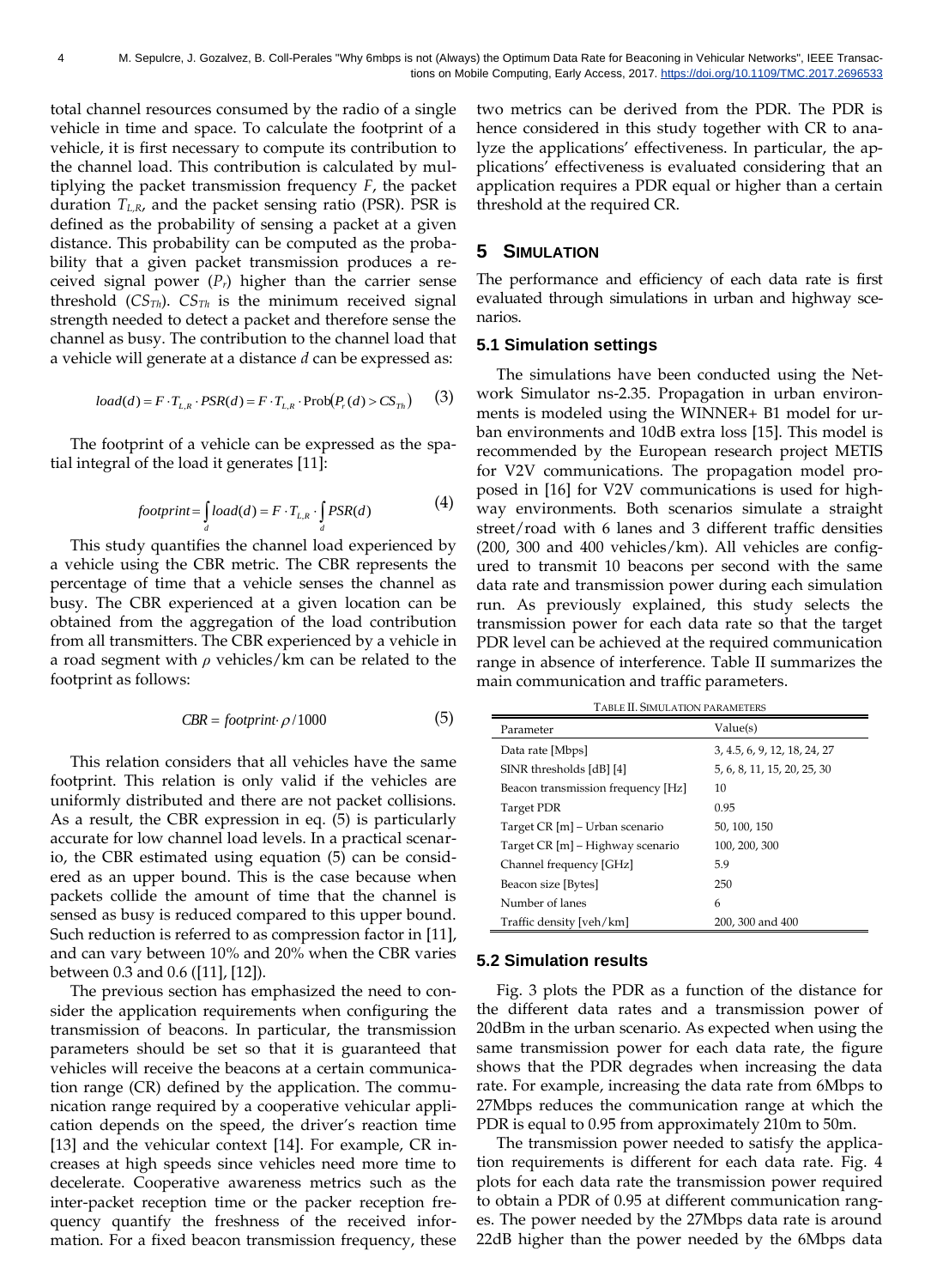total channel resources consumed by the radio of a single vehicle in time and space. To calculate the footprint of a vehicle, it is first necessary to compute its contribution to the channel load. This contribution is calculated by multiplying the packet transmission frequency $F$, the packet duration $T_{L,R}$, and the packet sensing ratio (PSR). PSR is defined as the probability of sensing a packet at a given distance. This probability can be computed as the probability that a given packet transmission produces a received signal power ($P_r$) higher than the carrier sense threshold ($CS_{Th}$). $CS_{Th}$ is the minimum received signal strength needed to detect a packet and therefore sense the channel as busy. The contribution to the channel load that a vehicle will generate at a distance $d$ can be expressed as:

$$load(d) = F \cdot T_{L,R} \cdot PSR(d) = F \cdot T_{L,R} \cdot \text{Prob}(P_r(d) > CS_{Th}) \quad (3)$$

The footprint of a vehicle can be expressed as the spatial integral of the load it generates [11]:

$$footprint = \int_d load(d) = F \cdot T_{L,R} \cdot \int_d PSR(d) \quad (4)$$

This study quantifies the channel load experienced by a vehicle using the CBR metric. The CBR represents the percentage of time that a vehicle senses the channel as busy. The CBR experienced at a given location can be obtained from the aggregation of the load contribution from all transmitters. The CBR experienced by a vehicle in a road segment with $\rho$ vehicles/km can be related to the footprint as follows:

$$CBR = footprint \cdot \rho / 1000 \quad (5)$$

This relation considers that all vehicles have the same footprint. This relation is only valid if the vehicles are uniformly distributed and there are not packet collisions. As a result, the CBR expression in eq. (5) is particularly accurate for low channel load levels. In a practical scenario, the CBR estimated using equation (5) can be considered as an upper bound. This is the case because when packets collide the amount of time that the channel is sensed as busy is reduced compared to this upper bound. Such reduction is referred to as compression factor in [11], and can vary between 10% and 20% when the CBR varies between 0.3 and 0.6 ([11], [12]).

The previous section has emphasized the need to consider the application requirements when configuring the transmission of beacons. In particular, the transmission parameters should be set so that it is guaranteed that vehicles will receive the beacons at a certain communication range (CR) defined by the application. The communication range required by a cooperative vehicular application depends on the speed, the driver's reaction time [13] and the vehicular context [14]. For example, CR increases at high speeds since vehicles need more time to decelerate. Cooperative awareness metrics such as the inter-packet reception time or the packer reception frequency quantify the freshness of the received information. For a fixed beacon transmission frequency, these two metrics can be derived from the PDR. The PDR is hence considered in this study together with CR to analyze the applications' effectiveness. In particular, the applications' effectiveness is evaluated considering that an application requires a PDR equal or higher than a certain threshold at the required CR.

## 5 Simulation

The performance and efficiency of each data rate is first evaluated through simulations in urban and highway scenarios.

### 5.1 Simulation settings

The simulations have been conducted using the Network Simulator ns-2.35. Propagation in urban environments is modeled using the WINNER+ B1 model for urban environments and 10dB extra loss [15]. This model is recommended by the European research project METIS for V2V communications. The propagation model proposed in [16] for V2V communications is used for highway environments. Both scenarios simulate a straight street/road with 6 lanes and 3 different traffic densities (200, 300 and 400 vehicles/km). All vehicles are configured to transmit 10 beacons per second with the same data rate and transmission power during each simulation run. As previously explained, this study selects the transmission power for each data rate so that the target PDR level can be achieved at the required communication range in absence of interference. Table II summarizes the main communication and traffic parameters.

TABLE II. Simulation parameters

| Parameter | Value(s) |
|---|---|
| Data rate [Mbps] | 3, 4.5, 6, 9, 12, 18, 24, 27 |
| SINR thresholds [dB] [4] | 5, 6, 8, 11, 15, 20, 25, 30 |
| Beacon transmission frequency [Hz] | 10 |
| Target PDR | 0.95 |
| Target CR [m] – Urban scenario | 50, 100, 150 |
| Target CR [m] – Highway scenario | 100, 200, 300 |
| Channel frequency [GHz] | 5.9 |
| Beacon size [Bytes] | 250 |
| Number of lanes | 6 |
| Traffic density [veh/km] | 200, 300 and 400 |

### 5.2 Simulation results

Fig. 3 plots the PDR as a function of the distance for the different data rates and a transmission power of 20dBm in the urban scenario. As expected when using the same transmission power for each data rate, the figure shows that the PDR degrades when increasing the data rate. For example, increasing the data rate from 6Mbps to 27Mbps reduces the communication range at which the PDR is equal to 0.95 from approximately 210m to 50m.

The transmission power needed to satisfy the application requirements is different for each data rate. Fig. 4 plots for each data rate the transmission power required to obtain a PDR of 0.95 at different communication ranges. The power needed by the 27Mbps data rate is around 22dB higher than the power needed by the 6Mbps data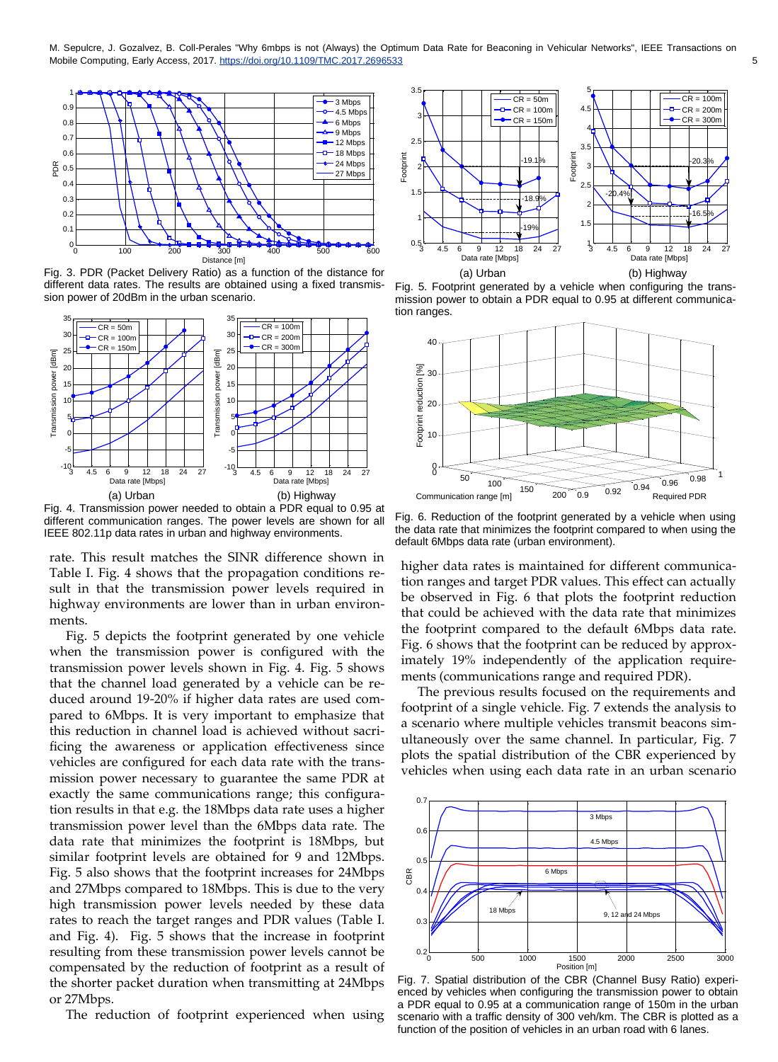Fig. 3. PDR (Packet Delivery Ratio) as a function of the distance for different data rates. The results are obtained using a fixed transmission power of 20dBm in the urban scenario.

Fig. 4. Transmission power needed to obtain a PDR equal to 0.95 at different communication ranges. The power levels are shown for all IEEE 802.11p data rates in urban and highway environments.

rate. This result matches the SINR difference shown in Table I. Fig. 4 shows that the propagation conditions result in that the transmission power levels required in highway environments are lower than in urban environments.

Fig. 5 depicts the footprint generated by one vehicle when the transmission power is configured with the transmission power levels shown in Fig. 4. Fig. 5 shows that the channel load generated by a vehicle can be reduced around 19-20% if higher data rates are used compared to 6Mbps. It is very important to emphasize that this reduction in channel load is achieved without sacrificing the awareness or application effectiveness since vehicles are configured for each data rate with the transmission power necessary to guarantee the same PDR at exactly the same communications range; this configuration results in that e.g. the 18Mbps data rate uses a higher transmission power level than the 6Mbps data rate. The data rate that minimizes the footprint is 18Mbps, but similar footprint levels are obtained for 9 and 12Mbps. Fig. 5 also shows that the footprint increases for 24Mbps and 27Mbps compared to 18Mbps. This is due to the very high transmission power levels needed by these data rates to reach the target ranges and PDR values (Table I. and Fig. 4). Fig. 5 shows that the increase in footprint resulting from these transmission power levels cannot be compensated by the reduction of footprint as a result of the shorter packet duration when transmitting at 24Mbps or 27Mbps.

The reduction of footprint experienced when using higher data rates is maintained for different communication ranges and target PDR values. This effect can actually be observed in Fig. 6 that plots the footprint reduction that could be achieved with the data rate that minimizes the footprint compared to the default 6Mbps data rate. Fig. 6 shows that the footprint can be reduced by approximately 19% independently of the application requirements (communications range and required PDR).

Fig. 5. Footprint generated by a vehicle when configuring the transmission power to obtain a PDR equal to 0.95 at different communication ranges.

Fig. 6. Reduction of the footprint generated by a vehicle when using the data rate that minimizes the footprint compared to when using the default 6Mbps data rate (urban environment).

The previous results focused on the requirements and footprint of a single vehicle. Fig. 7 extends the analysis to a scenario where multiple vehicles transmit beacons simultaneously over the same channel. In particular, Fig. 7 plots the spatial distribution of the CBR experienced by vehicles when using each data rate in an urban scenario

Fig. 7. Spatial distribution of the CBR (Channel Busy Ratio) experienced by vehicles when configuring the transmission power to obtain a PDR equal to 0.95 at a communication range of 150m in the urban scenario with a traffic density of 300 veh/km. The CBR is plotted as a function of the position of vehicles in an urban road with 6 lanes.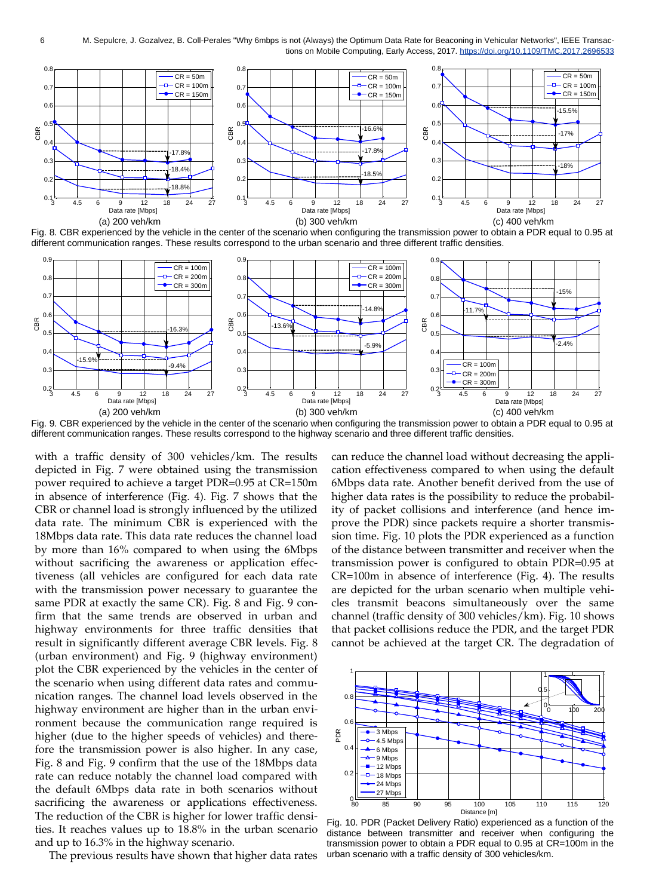Fig. 8. CBR experienced by the vehicle in the center of the scenario when configuring the transmission power to obtain a PDR equal to 0.95 at different communication ranges. These results correspond to the urban scenario and three different traffic densities.

Fig. 9. CBR experienced by the vehicle in the center of the scenario when configuring the transmission power to obtain a PDR equal to 0.95 at different communication ranges. These results correspond to the highway scenario and three different traffic densities.

with a traffic density of 300 vehicles/km. The results depicted in Fig. 7 were obtained using the transmission power required to achieve a target PDR=0.95 at CR=150m in absence of interference (Fig. 4). Fig. 7 shows that the CBR or channel load is strongly influenced by the utilized data rate. The minimum CBR is experienced with the 18Mbps data rate. This data rate reduces the channel load by more than 16% compared to when using the 6Mbps without sacrificing the awareness or application effectiveness (all vehicles are configured for each data rate with the transmission power necessary to guarantee the same PDR at exactly the same CR). Fig. 8 and Fig. 9 confirm that the same trends are observed in urban and highway environments for three traffic densities that result in significantly different average CBR levels. Fig. 8 (urban environment) and Fig. 9 (highway environment) plot the CBR experienced by the vehicles in the center of the scenario when using different data rates and communication ranges. The channel load levels observed in the highway environment are higher than in the urban environment because the communication range required is higher (due to the higher speeds of vehicles) and therefore the transmission power is also higher. In any case, Fig. 8 and Fig. 9 confirm that the use of the 18Mbps data rate can reduce notably the channel load compared with the default 6Mbps data rate in both scenarios without sacrificing the awareness or applications effectiveness. The reduction of the CBR is higher for lower traffic densities. It reaches values up to 18.8% in the urban scenario and up to 16.3% in the highway scenario.

The previous results have shown that higher data rates can reduce the channel load without decreasing the application effectiveness compared to when using the default 6Mbps data rate. Another benefit derived from the use of higher data rates is the possibility to reduce the probability of packet collisions and interference (and hence improve the PDR) since packets require a shorter transmission time. Fig. 10 plots the PDR experienced as a function of the distance between transmitter and receiver when the transmission power is configured to obtain PDR=0.95 at CR=100m in absence of interference (Fig. 4). The results are depicted for the urban scenario when multiple vehicles transmit beacons simultaneously over the same channel (traffic density of 300 vehicles/km). Fig. 10 shows that packet collisions reduce the PDR, and the target PDR cannot be achieved at the target CR. The degradation of

Fig. 10. PDR (Packet Delivery Ratio) experienced as a function of the distance between transmitter and receiver when configuring the transmission power to obtain a PDR equal to 0.95 at CR=100m in the urban scenario with a traffic density of 300 vehicles/km.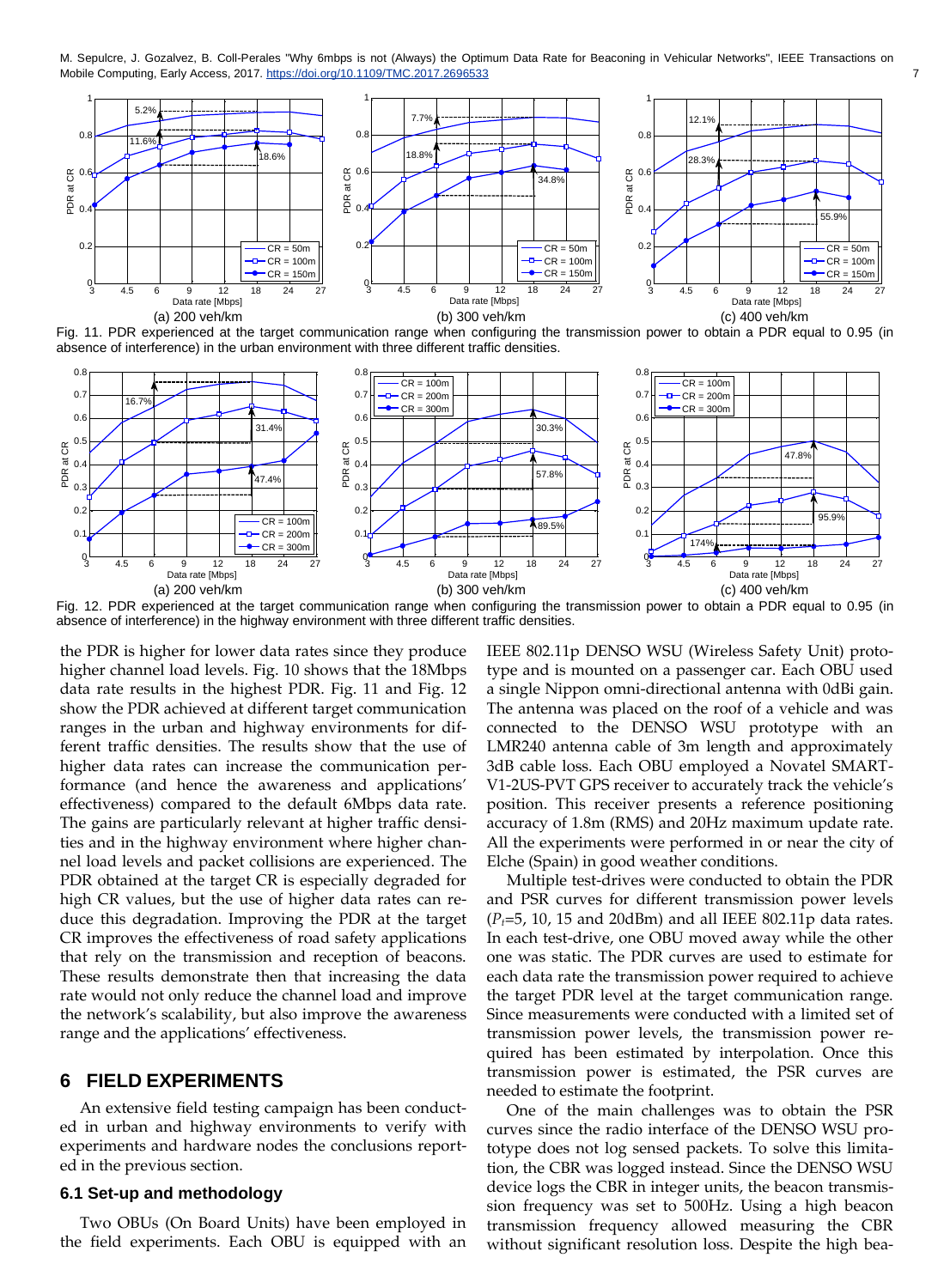Fig. 11. PDR experienced at the target communication range when configuring the transmission power to obtain a PDR equal to 0.95 (in absence of interference) in the urban environment with three different traffic densities.

Fig. 12. PDR experienced at the target communication range when configuring the transmission power to obtain a PDR equal to 0.95 (in absence of interference) in the highway environment with three different traffic densities.

the PDR is higher for lower data rates since they produce higher channel load levels. Fig. 10 shows that the 18Mbps data rate results in the highest PDR. Fig. 11 and Fig. 12 show the PDR achieved at different target communication ranges in the urban and highway environments for different traffic densities. The results show that the use of higher data rates can increase the communication performance (and hence the awareness and applications' effectiveness) compared to the default 6Mbps data rate. The gains are particularly relevant at higher traffic densities and in the highway environment where higher channel load levels and packet collisions are experienced. The PDR obtained at the target CR is especially degraded for high CR values, but the use of higher data rates can reduce this degradation. Improving the PDR at the target CR improves the effectiveness of road safety applications that rely on the transmission and reception of beacons. These results demonstrate then that increasing the data rate would not only reduce the channel load and improve the network's scalability, but also improve the awareness range and the applications' effectiveness.

# 6 FIELD EXPERIMENTS

An extensive field testing campaign has been conducted in urban and highway environments to verify with experiments and hardware nodes the conclusions reported in the previous section.

## 6.1 Set-up and methodology

Two OBUs (On Board Units) have been employed in the field experiments. Each OBU is equipped with an IEEE 802.11p DENSO WSU (Wireless Safety Unit) prototype and is mounted on a passenger car. Each OBU used a single Nippon omni-directional antenna with 0dBi gain. The antenna was placed on the roof of a vehicle and was connected to the DENSO WSU prototype with an LMR240 antenna cable of 3m length and approximately 3dB cable loss. Each OBU employed a Novatel SMART-V1-2US-PVT GPS receiver to accurately track the vehicle's position. This receiver presents a reference positioning accuracy of 1.8m (RMS) and 20Hz maximum update rate. All the experiments were performed in or near the city of Elche (Spain) in good weather conditions.

Multiple test-drives were conducted to obtain the PDR and PSR curves for different transmission power levels ($P_t$=5, 10, 15 and 20dBm) and all IEEE 802.11p data rates. In each test-drive, one OBU moved away while the other one was static. The PDR curves are used to estimate for each data rate the transmission power required to achieve the target PDR level at the target communication range. Since measurements were conducted with a limited set of transmission power levels, the transmission power required has been estimated by interpolation. Once this transmission power is estimated, the PSR curves are needed to estimate the footprint.

One of the main challenges was to obtain the PSR curves since the radio interface of the DENSO WSU prototype does not log sensed packets. To solve this limitation, the CBR was logged instead. Since the DENSO WSU device logs the CBR in integer units, the beacon transmission frequency was set to 500Hz. Using a high beacon transmission frequency allowed measuring the CBR without significant resolution loss. Despite the high bea-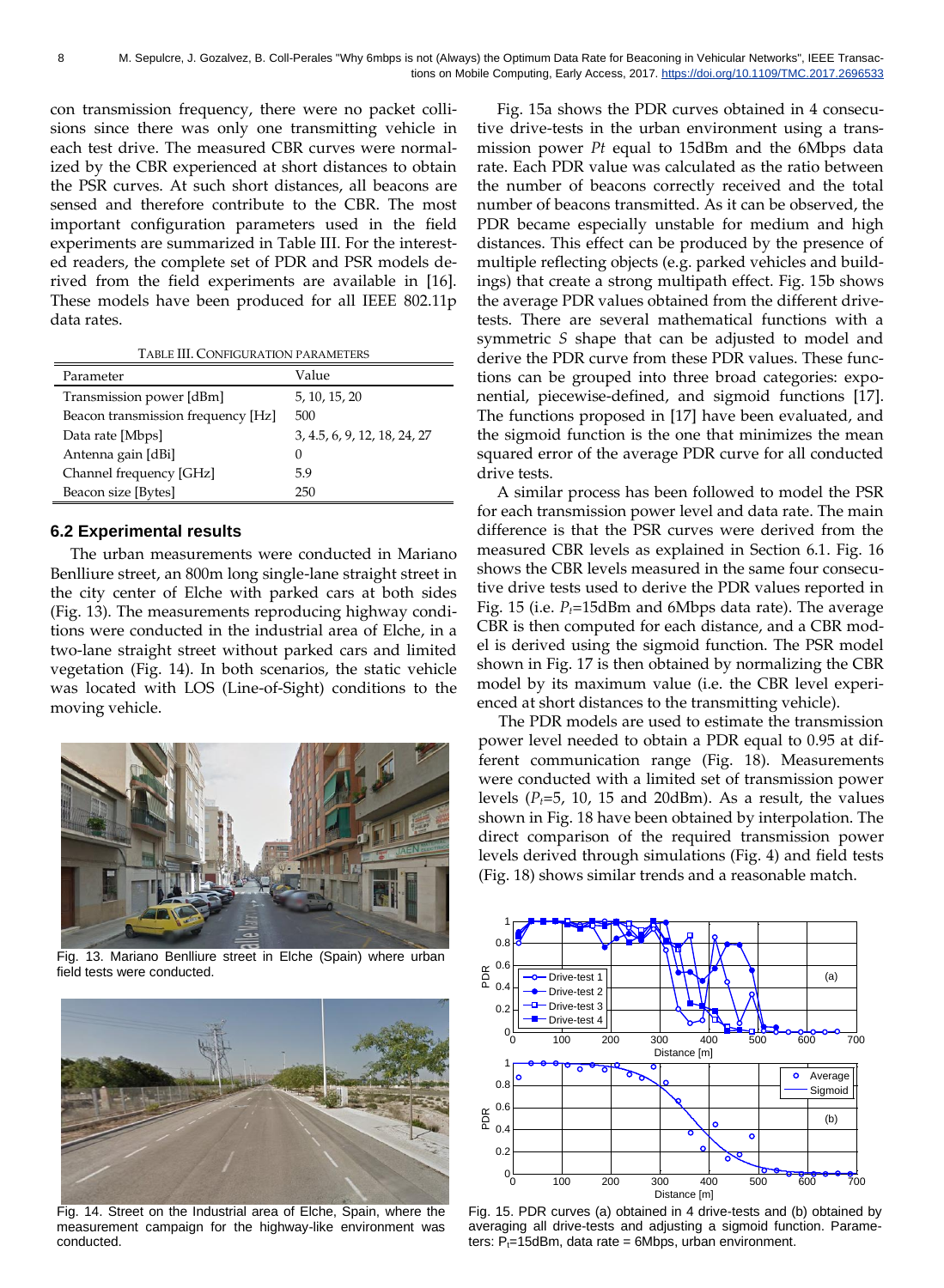con transmission frequency, there were no packet collisions since there was only one transmitting vehicle in each test drive. The measured CBR curves were normalized by the CBR experienced at short distances to obtain the PSR curves. At such short distances, all beacons are sensed and therefore contribute to the CBR. The most important configuration parameters used in the field experiments are summarized in Table III. For the interested readers, the complete set of PDR and PSR models derived from the field experiments are available in [16]. These models have been produced for all IEEE 802.11p data rates.

TABLE III. CONFIGURATION PARAMETERS

| Parameter | Value |
|---|---|
| Transmission power [dBm] | 5, 10, 15, 20 |
| Beacon transmission frequency [Hz] | 500 |
| Data rate [Mbps] | 3, 4.5, 6, 9, 12, 18, 24, 27 |
| Antenna gain [dBi] | 0 |
| Channel frequency [GHz] | 5.9 |
| Beacon size [Bytes] | 250 |

### 6.2 Experimental results

The urban measurements were conducted in Mariano Benlliure street, an 800m long single-lane straight street in the city center of Elche with parked cars at both sides (Fig. 13). The measurements reproducing highway conditions were conducted in the industrial area of Elche, in a two-lane straight street without parked cars and limited vegetation (Fig. 14). In both scenarios, the static vehicle was located with LOS (Line-of-Sight) conditions to the moving vehicle.

Fig. 13. Mariano Benlliure street in Elche (Spain) where urban field tests were conducted.

Fig. 14. Street on the Industrial area of Elche, Spain, where the measurement campaign for the highway-like environment was conducted.

Fig. 15a shows the PDR curves obtained in 4 consecutive drive-tests in the urban environment using a transmission power *Pt* equal to 15dBm and the 6Mbps data rate. Each PDR value was calculated as the ratio between the number of beacons correctly received and the total number of beacons transmitted. As it can be observed, the PDR became especially unstable for medium and high distances. This effect can be produced by the presence of multiple reflecting objects (e.g. parked vehicles and buildings) that create a strong multipath effect. Fig. 15b shows the average PDR values obtained from the different drive-tests. There are several mathematical functions with a symmetric *S* shape that can be adjusted to model and derive the PDR curve from these PDR values. These functions can be grouped into three broad categories: exponential, piecewise-defined, and sigmoid functions [17]. The functions proposed in [17] have been evaluated, and the sigmoid function is the one that minimizes the mean squared error of the average PDR curve for all conducted drive tests.

A similar process has been followed to model the PSR for each transmission power level and data rate. The main difference is that the PSR curves were derived from the measured CBR levels as explained in Section 6.1. Fig. 16 shows the CBR levels measured in the same four consecutive drive tests used to derive the PDR values reported in Fig. 15 (i.e. $P_t$=15dBm and 6Mbps data rate). The average CBR is then computed for each distance, and a CBR model is derived using the sigmoid function. The PSR model shown in Fig. 17 is then obtained by normalizing the CBR model by its maximum value (i.e. the CBR level experienced at short distances to the transmitting vehicle).

The PDR models are used to estimate the transmission power level needed to obtain a PDR equal to 0.95 at different communication range (Fig. 18). Measurements were conducted with a limited set of transmission power levels ($P_t$=5, 10, 15 and 20dBm). As a result, the values shown in Fig. 18 have been obtained by interpolation. The direct comparison of the required transmission power levels derived through simulations (Fig. 4) and field tests (Fig. 18) shows similar trends and a reasonable match.

Fig. 15. PDR curves (a) obtained in 4 drive-tests and (b) obtained by averaging all drive-tests and adjusting a sigmoid function. Parameters: $P_t$=15dBm, data rate = 6Mbps, urban environment.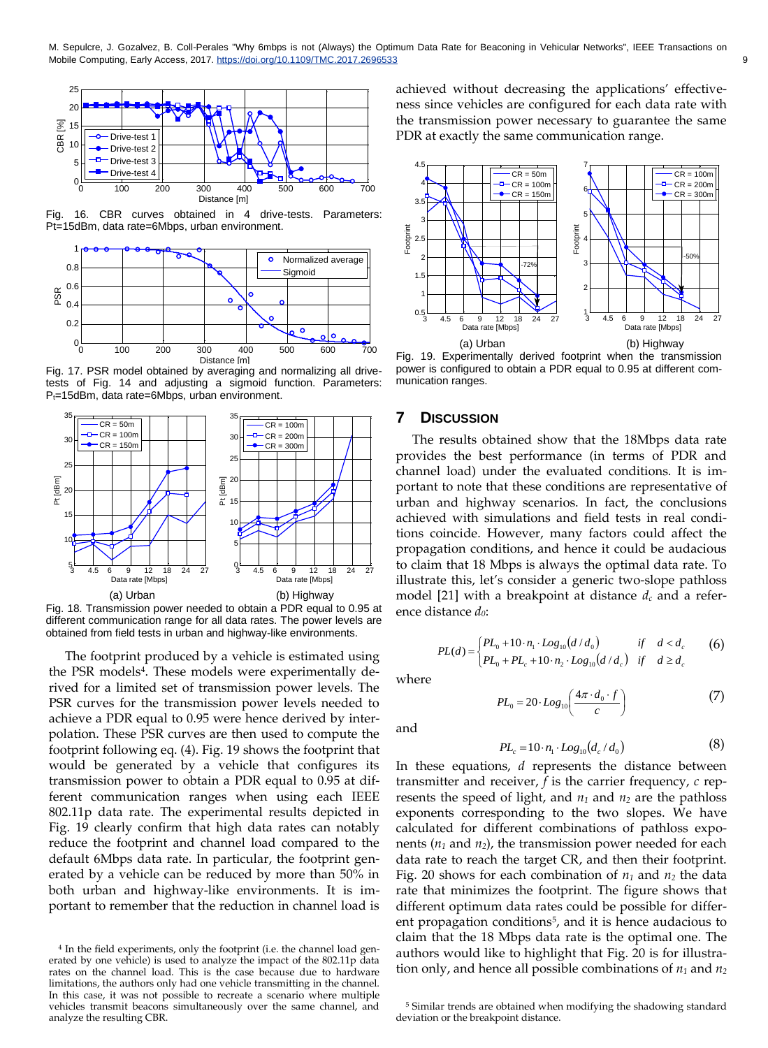Fig. 16. CBR curves obtained in 4 drive-tests. Parameters: Pt=15dBm, data rate=6Mbps, urban environment.

Fig. 17. PSR model obtained by averaging and normalizing all drive-tests of Fig. 14 and adjusting a sigmoid function. Parameters: $P_t$=15dBm, data rate=6Mbps, urban environment.

Fig. 18. Transmission power needed to obtain a PDR equal to 0.95 at different communication range for all data rates. The power levels are obtained from field tests in urban and highway-like environments.

The footprint produced by a vehicle is estimated using the PSR models[4]. These models were experimentally derived for a limited set of transmission power levels. The PSR curves for the transmission power levels needed to achieve a PDR equal to 0.95 were hence derived by interpolation. These PSR curves are then used to compute the footprint following eq. (4). Fig. 19 shows the footprint that would be generated by a vehicle that configures its transmission power to obtain a PDR equal to 0.95 at different communication ranges when using each IEEE 802.11p data rate. The experimental results depicted in Fig. 19 clearly confirm that high data rates can notably reduce the footprint and channel load compared to the default 6Mbps data rate. In particular, the footprint generated by a vehicle can be reduced by more than 50% in both urban and highway-like environments. It is important to remember that the reduction in channel load is achieved without decreasing the applications' effectiveness since vehicles are configured for each data rate with the transmission power necessary to guarantee the same PDR at exactly the same communication range.

Fig. 19. Experimentally derived footprint when the transmission power is configured to obtain a PDR equal to 0.95 at different communication ranges.

## 7 Discussion

The results obtained show that the 18Mbps data rate provides the best performance (in terms of PDR and channel load) under the evaluated conditions. It is important to note that these conditions are representative of urban and highway scenarios. In fact, the conclusions achieved with simulations and field tests in real conditions coincide. However, many factors could affect the propagation conditions, and hence it could be audacious to claim that 18 Mbps is always the optimal data rate. To illustrate this, let's consider a generic two-slope pathloss model [21] with a breakpoint at distance $d_c$ and a reference distance $d_0$:

$$PL(d) = \begin{cases} PL_0 + 10 \cdot n_1 \cdot Log_{10}(d/d_0) & if \quad d < d_c \\ PL_0 + PL_c + 10 \cdot n_2 \cdot Log_{10}(d/d_c) & if \quad d \geq d_c \end{cases} \tag{6}$$

where

$$PL_0 = 20 \cdot Log_{10}\left(\frac{4\pi \cdot d_0 \cdot f}{c}\right) \tag{7}$$

and

$$PL_c = 10 \cdot n_1 \cdot Log_{10}(d_c/d_0) \tag{8}$$

In these equations, $d$ represents the distance between transmitter and receiver, $f$ is the carrier frequency, $c$ represents the speed of light, and $n_1$ and $n_2$ are the pathloss exponents corresponding to the two slopes. We have calculated for different combinations of pathloss exponents ($n_1$ and $n_2$), the transmission power needed for each data rate to reach the target CR, and then their footprint. Fig. 20 shows for each combination of $n_1$ and $n_2$ the data rate that minimizes the footprint. The figure shows that different optimum data rates could be possible for different propagation conditions[5], and it is hence audacious to claim that the 18 Mbps data rate is the optimal one. The authors would like to highlight that Fig. 20 is for illustration only, and hence all possible combinations of $n_1$ and $n_2$

[4] In the field experiments, only the footprint (i.e. the channel load generated by one vehicle) is used to analyze the impact of the 802.11p data rates on the channel load. This is the case because due to hardware limitations, the authors only had one vehicle transmitting in the channel. In this case, it was not possible to recreate a scenario where multiple vehicles transmit beacons simultaneously over the same channel, and analyze the resulting CBR.

[5] Similar trends are obtained when modifying the shadowing standard deviation or the breakpoint distance.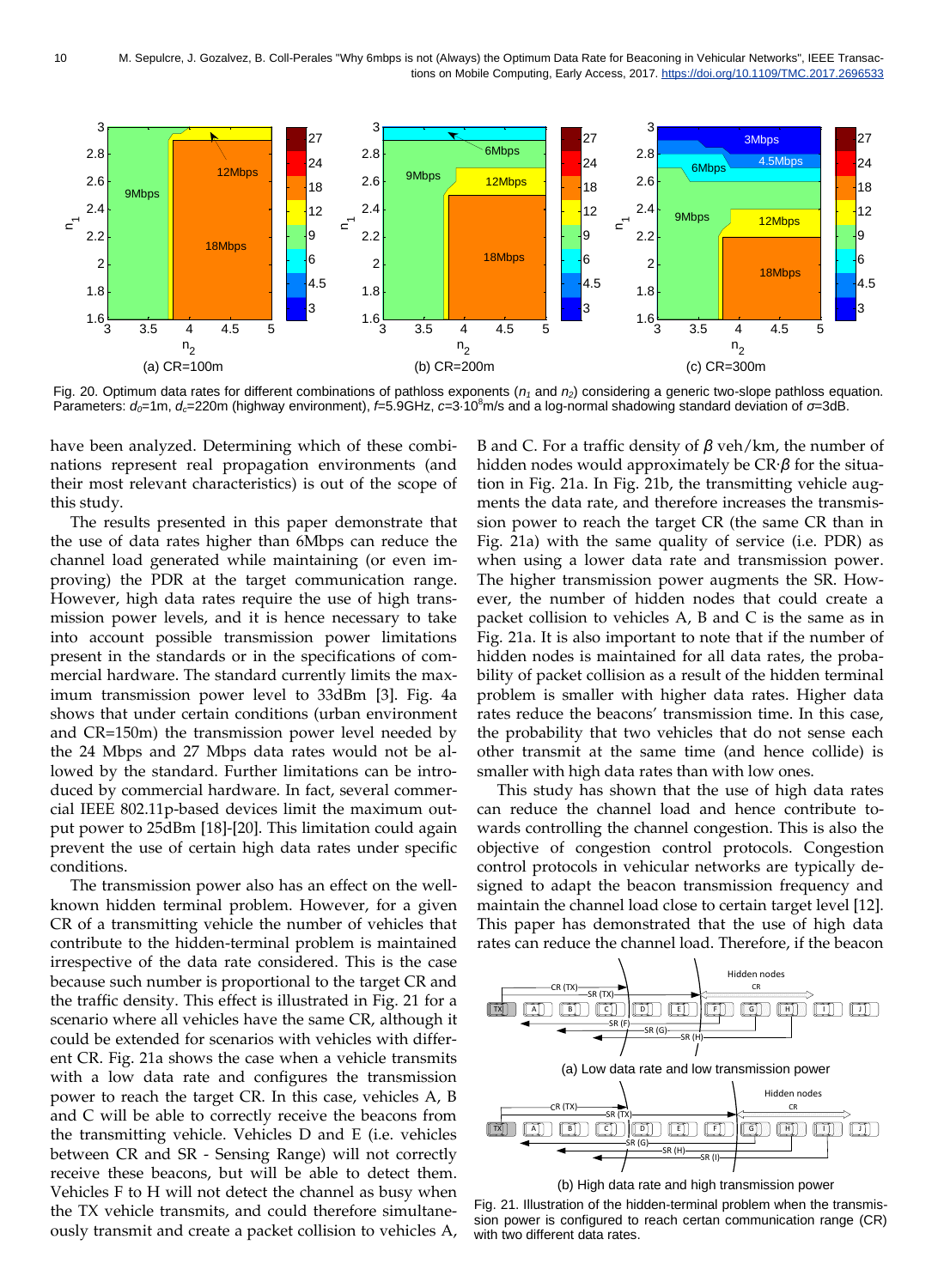Fig. 20. Optimum data rates for different combinations of pathloss exponents ($n_1$ and $n_2$) considering a generic two-slope pathloss equation. Parameters: $d_0$=1m, $d_c$=220m (highway environment), $f$=5.9GHz, $c$=3·10$^8$m/s and a log-normal shadowing standard deviation of $\sigma$=3dB.

have been analyzed. Determining which of these combinations represent real propagation environments (and their most relevant characteristics) is out of the scope of this study.

The results presented in this paper demonstrate that the use of data rates higher than 6Mbps can reduce the channel load generated while maintaining (or even improving) the PDR at the target communication range. However, high data rates require the use of high transmission power levels, and it is hence necessary to take into account possible transmission power limitations present in the standards or in the specifications of commercial hardware. The standard currently limits the maximum transmission power level to 33dBm [3]. Fig. 4a shows that under certain conditions (urban environment and CR=150m) the transmission power level needed by the 24 Mbps and 27 Mbps data rates would not be allowed by the standard. Further limitations can be introduced by commercial hardware. In fact, several commercial IEEE 802.11p-based devices limit the maximum output power to 25dBm [18]-[20]. This limitation could again prevent the use of certain high data rates under specific conditions.

The transmission power also has an effect on the well-known hidden terminal problem. However, for a given CR of a transmitting vehicle the number of vehicles that contribute to the hidden-terminal problem is maintained irrespective of the data rate considered. This is the case because such number is proportional to the target CR and the traffic density. This effect is illustrated in Fig. 21 for a scenario where all vehicles have the same CR, although it could be extended for scenarios with vehicles with different CR. Fig. 21a shows the case when a vehicle transmits with a low data rate and configures the transmission power to reach the target CR. In this case, vehicles A, B and C will be able to correctly receive the beacons from the transmitting vehicle. Vehicles D and E (i.e. vehicles between CR and SR - Sensing Range) will not correctly receive these beacons, but will be able to detect them. Vehicles F to H will not detect the channel as busy when the TX vehicle transmits, and could therefore simultaneously transmit and create a packet collision to vehicles A, B and C. For a traffic density of $\beta$ veh/km, the number of hidden nodes would approximately be CR·$\beta$ for the situation in Fig. 21a. In Fig. 21b, the transmitting vehicle augments the data rate, and therefore increases the transmission power to reach the target CR (the same CR than in Fig. 21a) with the same quality of service (i.e. PDR) as when using a lower data rate and transmission power. The higher transmission power augments the SR. However, the number of hidden nodes that could create a packet collision to vehicles A, B and C is the same as in Fig. 21a. It is also important to note that if the number of hidden nodes is maintained for all data rates, the probability of packet collision as a result of the hidden terminal problem is smaller with higher data rates. Higher data rates reduce the beacons' transmission time. In this case, the probability that two vehicles that do not sense each other transmit at the same time (and hence collide) is smaller with high data rates than with low ones.

This study has shown that the use of high data rates can reduce the channel load and hence contribute towards controlling the channel congestion. This is also the objective of congestion control protocols. Congestion control protocols in vehicular networks are typically designed to adapt the beacon transmission frequency and maintain the channel load close to certain target level [12]. This paper has demonstrated that the use of high data rates can reduce the channel load. Therefore, if the beacon

Fig. 21. Illustration of the hidden-terminal problem when the transmission power is configured to reach certan communication range (CR) with two different data rates.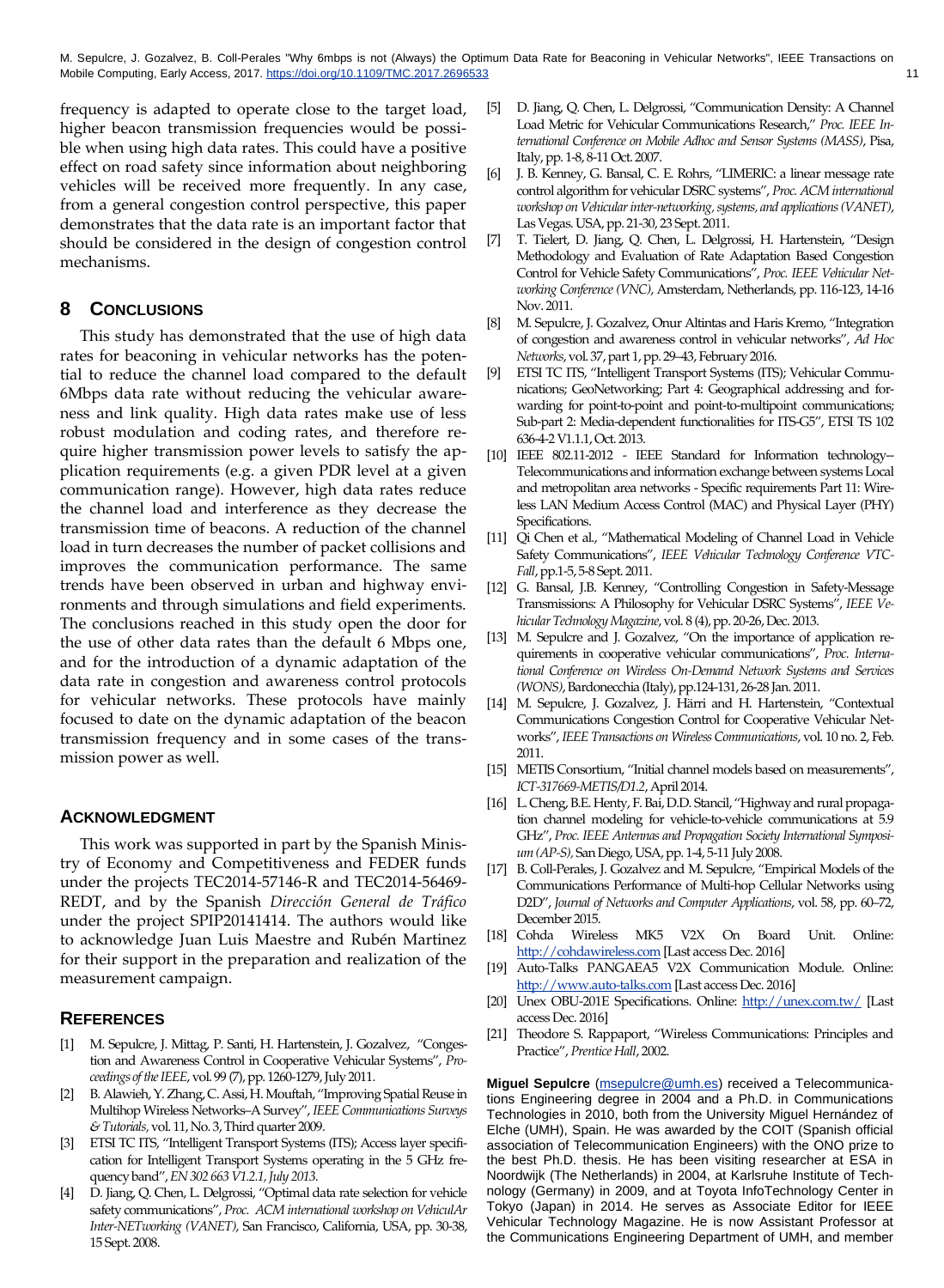frequency is adapted to operate close to the target load, higher beacon transmission frequencies would be possible when using high data rates. This could have a positive effect on road safety since information about neighboring vehicles will be received more frequently. In any case, from a general congestion control perspective, this paper demonstrates that the data rate is an important factor that should be considered in the design of congestion control mechanisms.

## 8 Conclusions

This study has demonstrated that the use of high data rates for beaconing in vehicular networks has the potential to reduce the channel load compared to the default 6Mbps data rate without reducing the vehicular awareness and link quality. High data rates make use of less robust modulation and coding rates, and therefore require higher transmission power levels to satisfy the application requirements (e.g. a given PDR level at a given communication range). However, high data rates reduce the channel load and interference as they decrease the transmission time of beacons. A reduction of the channel load in turn decreases the number of packet collisions and improves the communication performance. The same trends have been observed in urban and highway environments and through simulations and field experiments. The conclusions reached in this study open the door for the use of other data rates than the default 6 Mbps one, and for the introduction of a dynamic adaptation of the data rate in congestion and awareness control protocols for vehicular networks. These protocols have mainly focused to date on the dynamic adaptation of the beacon transmission frequency and in some cases of the transmission power as well.

### Acknowledgment

This work was supported in part by the Spanish Ministry of Economy and Competitiveness and FEDER funds under the projects TEC2014-57146-R and TEC2014-56469-REDT, and by the Spanish *Dirección General de Tráfico* under the project SPIP20141414. The authors would like to acknowledge Juan Luis Maestre and Rubén Martinez for their support in the preparation and realization of the measurement campaign.

### References

[1] M. Sepulcre, J. Mittag, P. Santi, H. Hartenstein, J. Gozalvez, "Congestion and Awareness Control in Cooperative Vehicular Systems", *Proceedings of the IEEE*, vol. 99 (7), pp. 1260-1279, July 2011.

[2] B. Alawieh, Y. Zhang, C. Assi, H. Mouftah, "Improving Spatial Reuse in Multihop Wireless Networks–A Survey", *IEEE Communications Surveys & Tutorials*, vol. 11, No. 3, Third quarter 2009.

[3] ETSI TC ITS, "Intelligent Transport Systems (ITS); Access layer specification for Intelligent Transport Systems operating in the 5 GHz frequency band", *EN 302 663 V1.2.1, July 2013.*

[4] D. Jiang, Q. Chen, L. Delgrossi, "Optimal data rate selection for vehicle safety communications", *Proc. ACM international workshop on VehiculAr Inter-NETworking (VANET)*, San Francisco, California, USA, pp. 30-38, 15 Sept. 2008.

[5] D. Jiang, Q. Chen, L. Delgrossi, "Communication Density: A Channel Load Metric for Vehicular Communications Research," *Proc. IEEE International Conference on Mobile Adhoc and Sensor Systems (MASS)*, Pisa, Italy, pp. 1-8, 8-11 Oct. 2007.

[6] J. B. Kenney, G. Bansal, C. E. Rohrs, "LIMERIC: a linear message rate control algorithm for vehicular DSRC systems", *Proc. ACM international workshop on Vehicular inter-networking, systems, and applications (VANET)*, Las Vegas. USA, pp. 21-30, 23 Sept. 2011.

[7] T. Tielert, D. Jiang, Q. Chen, L. Delgrossi, H. Hartenstein, "Design Methodology and Evaluation of Rate Adaptation Based Congestion Control for Vehicle Safety Communications", *Proc. IEEE Vehicular Networking Conference (VNC)*, Amsterdam, Netherlands, pp. 116-123, 14-16 Nov. 2011.

[8] M. Sepulcre, J. Gozalvez, Onur Altintas and Haris Kremo, "Integration of congestion and awareness control in vehicular networks", *Ad Hoc Networks*, vol. 37, part 1, pp. 29–43, February 2016.

[9] ETSI TC ITS, "Intelligent Transport Systems (ITS); Vehicular Communications; GeoNetworking; Part 4: Geographical addressing and forwarding for point-to-point and point-to-multipoint communications; Sub-part 2: Media-dependent functionalities for ITS-G5", ETSI TS 102 636-4-2 V1.1.1, Oct. 2013.

[10] IEEE 802.11-2012 - IEEE Standard for Information technology--Telecommunications and information exchange between systems Local and metropolitan area networks - Specific requirements Part 11: Wireless LAN Medium Access Control (MAC) and Physical Layer (PHY) Specifications.

[11] Qi Chen et al., "Mathematical Modeling of Channel Load in Vehicle Safety Communications", *IEEE Vehicular Technology Conference VTC-Fall*, pp.1-5, 5-8 Sept. 2011.

[12] G. Bansal, J.B. Kenney, "Controlling Congestion in Safety-Message Transmissions: A Philosophy for Vehicular DSRC Systems", *IEEE Vehicular Technology Magazine*, vol. 8 (4), pp. 20-26, Dec. 2013.

[13] M. Sepulcre and J. Gozalvez, "On the importance of application requirements in cooperative vehicular communications", *Proc. International Conference on Wireless On-Demand Network Systems and Services (WONS)*, Bardonecchia (Italy), pp.124-131, 26-28 Jan. 2011.

[14] M. Sepulcre, J. Gozalvez, J. Härri and H. Hartenstein, "Contextual Communications Congestion Control for Cooperative Vehicular Networks", *IEEE Transactions on Wireless Communications*, vol. 10 no. 2, Feb. 2011.

[15] METIS Consortium, "Initial channel models based on measurements", *ICT-317669-METIS/D1.2*, April 2014.

[16] L. Cheng, B.E. Henty, F. Bai, D.D. Stancil, "Highway and rural propagation channel modeling for vehicle-to-vehicle communications at 5.9 GHz", *Proc. IEEE Antennas and Propagation Society International Symposium (AP-S)*, San Diego, USA, pp. 1-4, 5-11 July 2008.

[17] B. Coll-Perales, J. Gozalvez and M. Sepulcre, "Empirical Models of the Communications Performance of Multi-hop Cellular Networks using D2D", *Journal of Networks and Computer Applications*, vol. 58, pp. 60–72, December 2015.

[18] Cohda Wireless MK5 V2X On Board Unit. Online: http://cohdawireless.com [Last access Dec. 2016]

[19] Auto-Talks PANGAEA5 V2X Communication Module. Online: http://www.auto-talks.com [Last access Dec. 2016]

[20] Unex OBU-201E Specifications. Online: http://unex.com.tw/ [Last access Dec. 2016]

[21] Theodore S. Rappaport, "Wireless Communications: Principles and Practice", *Prentice Hall*, 2002.

**Miguel Sepulcre** (msepulcre@umh.es) received a Telecommunications Engineering degree in 2004 and a Ph.D. in Communications Technologies in 2010, both from the University Miguel Hernández of Elche (UMH), Spain. He was awarded by the COIT (Spanish official association of Telecommunication Engineers) with the ONO prize to the best Ph.D. thesis. He has been visiting researcher at ESA in Noordwijk (The Netherlands) in 2004, at Karlsruhe Institute of Technology (Germany) in 2009, and at Toyota InfoTechnology Center in Tokyo (Japan) in 2014. He serves as Associate Editor for IEEE Vehicular Technology Magazine. He is now Assistant Professor at the Communications Engineering Department of UMH, and member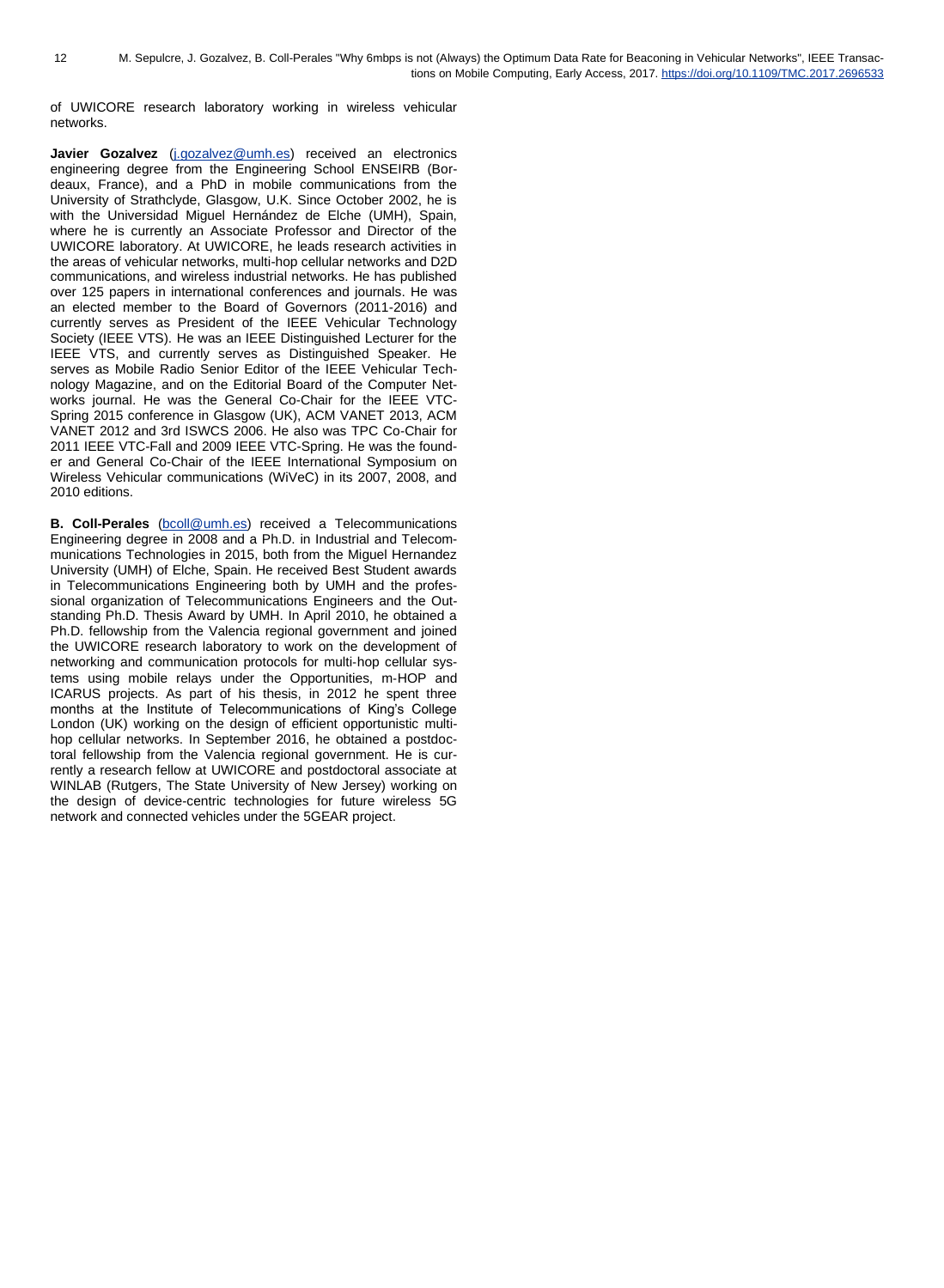of UWICORE research laboratory working in wireless vehicular networks.

**Javier Gozalvez** (j.gozalvez@umh.es) received an electronics engineering degree from the Engineering School ENSEIRB (Bordeaux, France), and a PhD in mobile communications from the University of Strathclyde, Glasgow, U.K. Since October 2002, he is with the Universidad Miguel Hernández de Elche (UMH), Spain, where he is currently an Associate Professor and Director of the UWICORE laboratory. At UWICORE, he leads research activities in the areas of vehicular networks, multi-hop cellular networks and D2D communications, and wireless industrial networks. He has published over 125 papers in international conferences and journals. He was an elected member to the Board of Governors (2011-2016) and currently serves as President of the IEEE Vehicular Technology Society (IEEE VTS). He was an IEEE Distinguished Lecturer for the IEEE VTS, and currently serves as Distinguished Speaker. He serves as Mobile Radio Senior Editor of the IEEE Vehicular Technology Magazine, and on the Editorial Board of the Computer Networks journal. He was the General Co-Chair for the IEEE VTC-Spring 2015 conference in Glasgow (UK), ACM VANET 2013, ACM VANET 2012 and 3rd ISWCS 2006. He also was TPC Co-Chair for 2011 IEEE VTC-Fall and 2009 IEEE VTC-Spring. He was the founder and General Co-Chair of the IEEE International Symposium on Wireless Vehicular communications (WiVeC) in its 2007, 2008, and 2010 editions.

**B. Coll-Perales** (bcoll@umh.es) received a Telecommunications Engineering degree in 2008 and a Ph.D. in Industrial and Telecommunications Technologies in 2015, both from the Miguel Hernandez University (UMH) of Elche, Spain. He received Best Student awards in Telecommunications Engineering both by UMH and the professional organization of Telecommunications Engineers and the Outstanding Ph.D. Thesis Award by UMH. In April 2010, he obtained a Ph.D. fellowship from the Valencia regional government and joined the UWICORE research laboratory to work on the development of networking and communication protocols for multi-hop cellular systems using mobile relays under the Opportunities, m-HOP and ICARUS projects. As part of his thesis, in 2012 he spent three months at the Institute of Telecommunications of King's College London (UK) working on the design of efficient opportunistic multi-hop cellular networks. In September 2016, he obtained a postdoctoral fellowship from the Valencia regional government. He is currently a research fellow at UWICORE and postdoctoral associate at WINLAB (Rutgers, The State University of New Jersey) working on the design of device-centric technologies for future wireless 5G network and connected vehicles under the 5GEAR project.